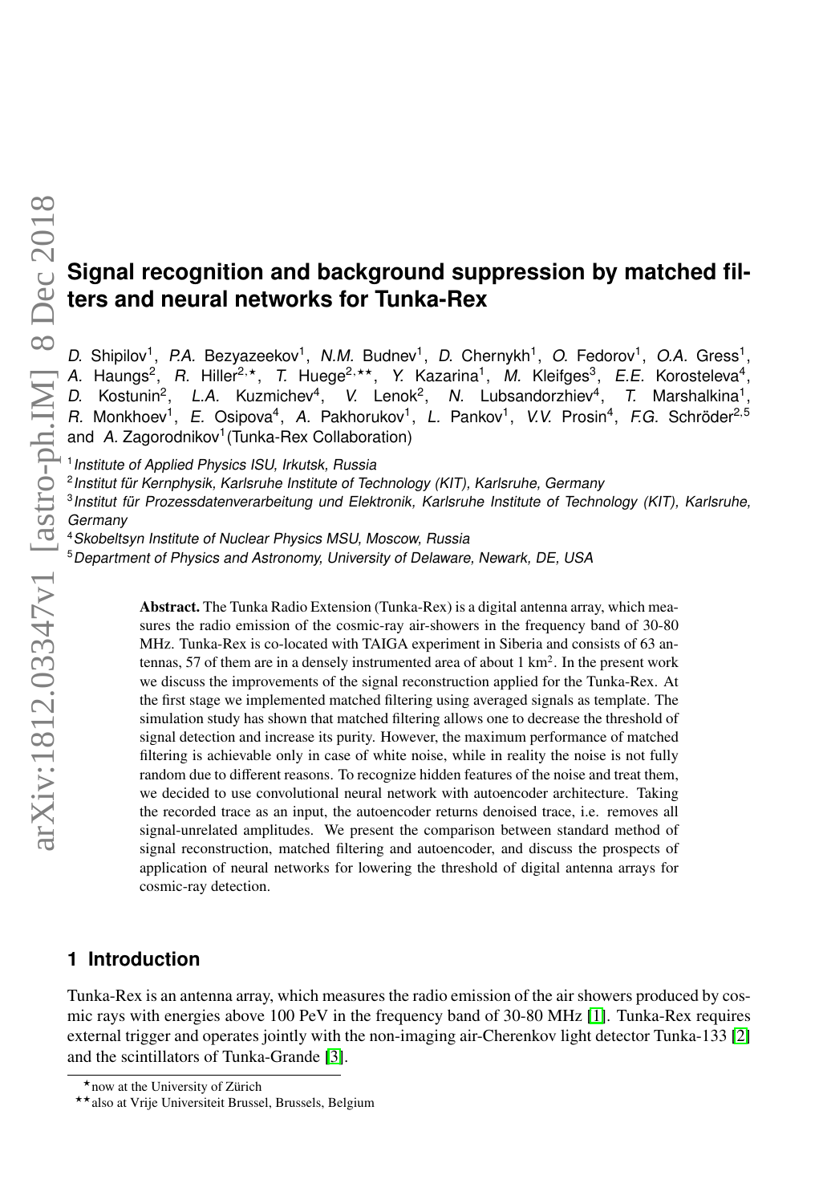# Signal recognition and background suppression by matched filters and neural networks for Tunka-Rex

*D.* Shipilov[1], *P.A.* Bezyazeekov[1], *N.M.* Budnev[1], *D.* Chernykh[1], *O.* Fedorov[1], *O.A.* Gress[1], *A.* Haungs[2], *R.* Hiller[2,⋆], *T.* Huege[2,⋆⋆], *Y.* Kazarina[1], *M.* Kleifges[3], *E.E.* Korosteleva[4], *D.* Kostunin[2], *L.A.* Kuzmichev[4], *V.* Lenok[2], *N.* Lubsandorzhiev[4], *T.* Marshalkina[1], *R.* Monkhoev[1], *E.* Osipova[4], *A.* Pakhorukov[1], *L.* Pankov[1], *V.V.* Prosin[4], *F.G.* Schröder[2,5] and *A.* Zagorodnikov[1] (Tunka-Rex Collaboration)

[1] *Institute of Applied Physics ISU, Irkutsk, Russia*

[2] *Institut für Kernphysik, Karlsruhe Institute of Technology (KIT), Karlsruhe, Germany*

[3] *Institut für Prozessdatenverarbeitung und Elektronik, Karlsruhe Institute of Technology (KIT), Karlsruhe, Germany*

[4] *Skobeltsyn Institute of Nuclear Physics MSU, Moscow, Russia*

[5] *Department of Physics and Astronomy, University of Delaware, Newark, DE, USA*

**Abstract.** The Tunka Radio Extension (Tunka-Rex) is a digital antenna array, which measures the radio emission of the cosmic-ray air-showers in the frequency band of 30-80 MHz. Tunka-Rex is co-located with TAIGA experiment in Siberia and consists of 63 antennas, 57 of them are in a densely instrumented area of about 1 km$^2$. In the present work we discuss the improvements of the signal reconstruction applied for the Tunka-Rex. At the first stage we implemented matched filtering using averaged signals as template. The simulation study has shown that matched filtering allows one to decrease the threshold of signal detection and increase its purity. However, the maximum performance of matched filtering is achievable only in case of white noise, while in reality the noise is not fully random due to different reasons. To recognize hidden features of the noise and treat them, we decided to use convolutional neural network with autoencoder architecture. Taking the recorded trace as an input, the autoencoder returns denoised trace, i.e. removes all signal-unrelated amplitudes. We present the comparison between standard method of signal reconstruction, matched filtering and autoencoder, and discuss the prospects of application of neural networks for lowering the threshold of digital antenna arrays for cosmic-ray detection.

## 1 Introduction

Tunka-Rex is an antenna array, which measures the radio emission of the air showers produced by cosmic rays with energies above 100 PeV in the frequency band of 30-80 MHz [1]. Tunka-Rex requires external trigger and operates jointly with the non-imaging air-Cherenkov light detector Tunka-133 [2] and the scintillators of Tunka-Grande [3].

⋆ now at the University of Zürich

⋆⋆ also at Vrije Universiteit Brussel, Brussels, Belgium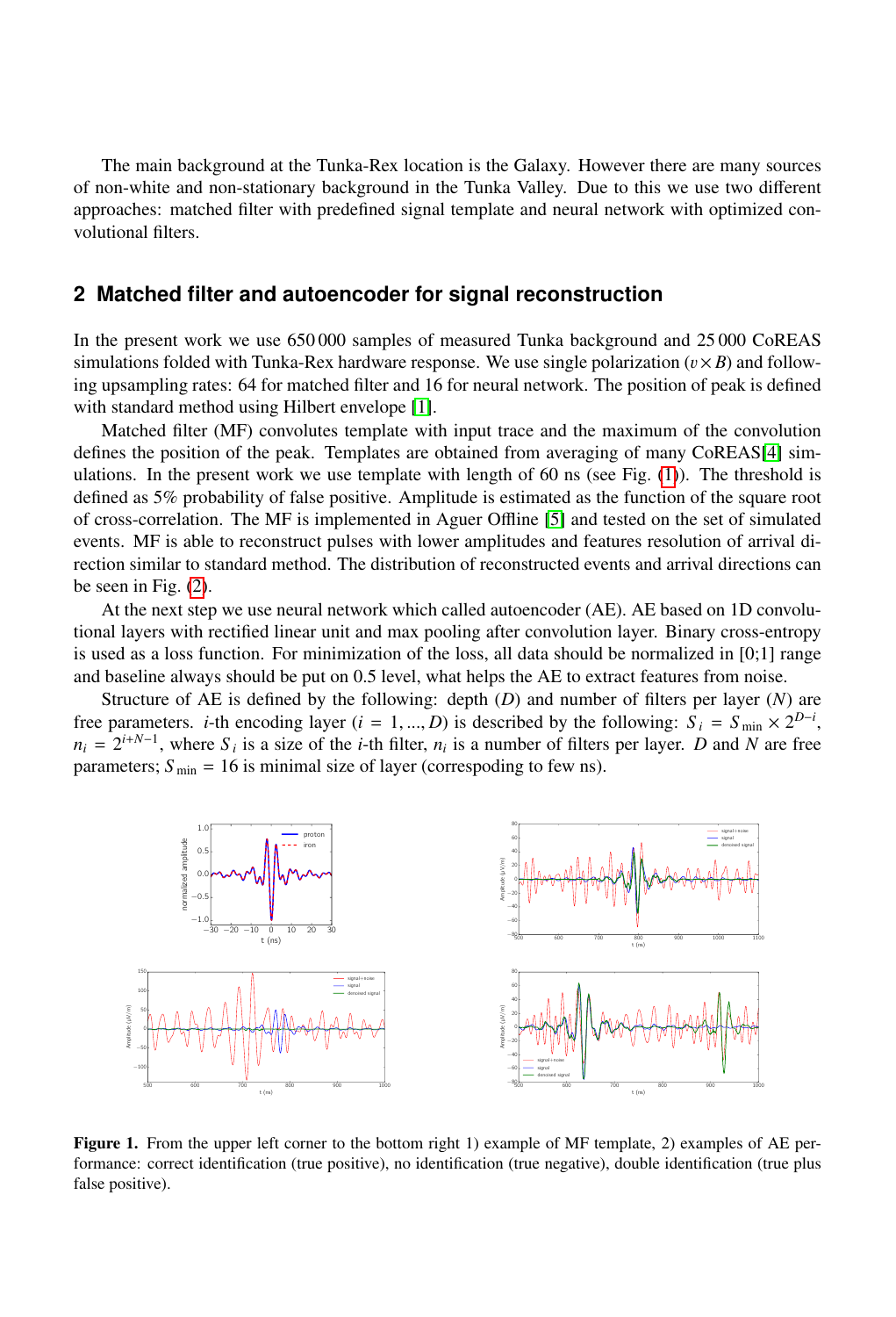The main background at the Tunka-Rex location is the Galaxy. However there are many sources of non-white and non-stationary background in the Tunka Valley. Due to this we use two different approaches: matched filter with predefined signal template and neural network with optimized convolutional filters.

## 2 Matched filter and autoencoder for signal reconstruction

In the present work we use 650 000 samples of measured Tunka background and 25 000 CoREAS simulations folded with Tunka-Rex hardware response. We use single polarization ($v \times B$) and following upsampling rates: 64 for matched filter and 16 for neural network. The position of peak is defined with standard method using Hilbert envelope [1].

Matched filter (MF) convolutes template with input trace and the maximum of the convolution defines the position of the peak. Templates are obtained from averaging of many CoREAS[4] simulations. In the present work we use template with length of 60 ns (see Fig. (1)). The threshold is defined as 5% probability of false positive. Amplitude is estimated as the function of the square root of cross-correlation. The MF is implemented in Auger Offline [5] and tested on the set of simulated events. MF is able to reconstruct pulses with lower amplitudes and features resolution of arrival direction similar to standard method. The distribution of reconstructed events and arrival directions can be seen in Fig. (2).

At the next step we use neural network which called autoencoder (AE). AE based on 1D convolutional layers with rectified linear unit and max pooling after convolution layer. Binary cross-entropy is used as a loss function. For minimization of the loss, all data should be normalized in [0;1] range and baseline always should be put on 0.5 level, what helps the AE to extract features from noise.

Structure of AE is defined by the following: depth ($D$) and number of filters per layer ($N$) are free parameters. $i$-th encoding layer ($i = 1, ..., D$) is described by the following: $S_i = S_{\min} \times 2^{D-i}$, $n_i = 2^{i+N-1}$, where $S_i$ is a size of the $i$-th filter, $n_i$ is a number of filters per layer. $D$ and $N$ are free parameters; $S_{\min} = 16$ is minimal size of layer (correspoding to few ns).

**Figure 1.** From the upper left corner to the bottom right 1) example of MF template, 2) examples of AE performance: correct identification (true positive), no identification (true negative), double identification (true plus false positive).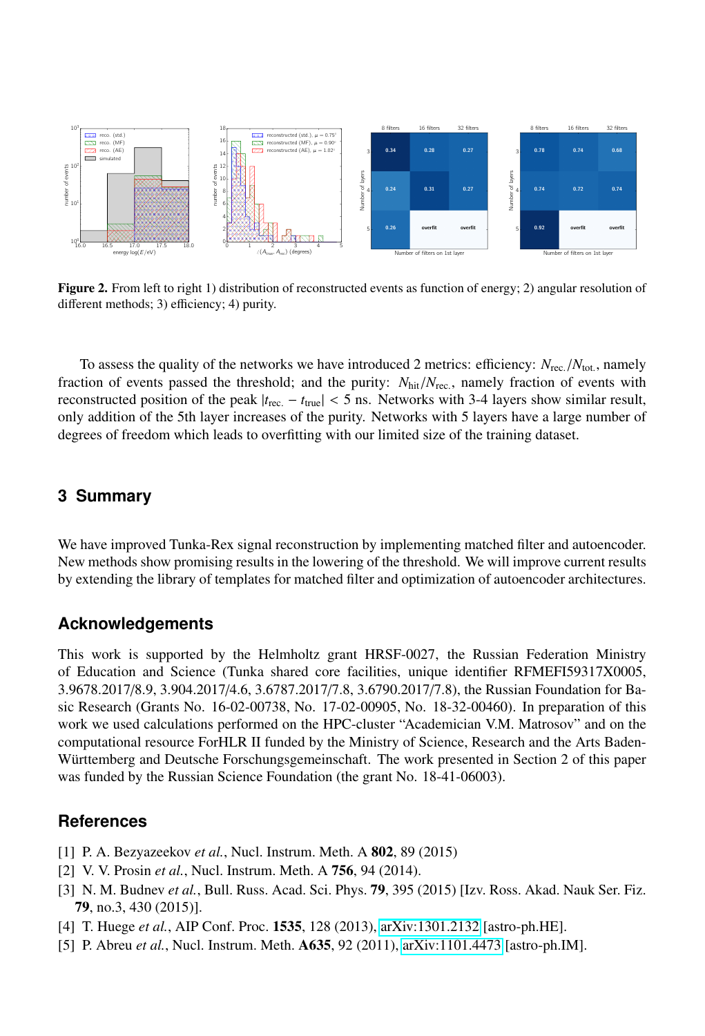10³
10²
10¹
10⁰
number of events
energy log(E/eV)
16.0 16.5 17.0 17.5 18.0
reco. (std.)
reco. (MF)
reco. (AE)
simulated

18
16
14
12
10
8
6
4
2
0
number of events
∠(A_true, A_rec) (degrees)
0 1 2 3 4 5
reconstructed (std.), μ = 0.75°
reconstructed (MF), μ = 0.90°
reconstructed (AE), μ = 1.02°

8 filters 16 filters 32 filters
Number of layers
Number of filters on 1st layer
3: 0.34 0.28 0.27
4: 0.24 0.31 0.27
5: 0.26 overfit overfit

8 filters 16 filters 32 filters
Number of layers
Number of filters on 1st layer
3: 0.78 0.74 0.68
4: 0.74 0.72 0.74
5: 0.92 overfit overfit

**Figure 2.** From left to right 1) distribution of reconstructed events as function of energy; 2) angular resolution of different methods; 3) efficiency; 4) purity.

To assess the quality of the networks we have introduced 2 metrics: efficiency: $N_{\mathrm{rec.}}/N_{\mathrm{tot.}}$, namely fraction of events passed the threshold; and the purity: $N_{\mathrm{hit}}/N_{\mathrm{rec.}}$, namely fraction of events with reconstructed position of the peak $|t_{\mathrm{rec.}} - t_{\mathrm{true}}| < 5$ ns. Networks with 3-4 layers show similar result, only addition of the 5th layer increases of the purity. Networks with 5 layers have a large number of degrees of freedom which leads to overfitting with our limited size of the training dataset.

## 3 Summary

We have improved Tunka-Rex signal reconstruction by implementing matched filter and autoencoder. New methods show promising results in the lowering of the threshold. We will improve current results by extending the library of templates for matched filter and optimization of autoencoder architectures.

## Acknowledgements

This work is supported by the Helmholtz grant HRSF-0027, the Russian Federation Ministry of Education and Science (Tunka shared core facilities, unique identifier RFMEFI59317X0005, 3.9678.2017/8.9, 3.904.2017/4.6, 3.6787.2017/7.8, 3.6790.2017/7.8), the Russian Foundation for Basic Research (Grants No. 16-02-00738, No. 17-02-00905, No. 18-32-00460). In preparation of this work we used calculations performed on the HPC-cluster "Academician V.M. Matrosov" and on the computational resource ForHLR II funded by the Ministry of Science, Research and the Arts Baden-Württemberg and Deutsche Forschungsgemeinschaft. The work presented in Section 2 of this paper was funded by the Russian Science Foundation (the grant No. 18-41-06003).

## References

[1] P. A. Bezyazeekov *et al.*, Nucl. Instrum. Meth. A **802**, 89 (2015)

[2] V. V. Prosin *et al.*, Nucl. Instrum. Meth. A **756**, 94 (2014).

[3] N. M. Budnev *et al.*, Bull. Russ. Acad. Sci. Phys. **79**, 395 (2015) [Izv. Ross. Akad. Nauk Ser. Fiz. **79**, no.3, 430 (2015)].

[4] T. Huege *et al.*, AIP Conf. Proc. **1535**, 128 (2013), arXiv:1301.2132 [astro-ph.HE].

[5] P. Abreu *et al.*, Nucl. Instrum. Meth. **A635**, 92 (2011), arXiv:1101.4473 [astro-ph.IM].